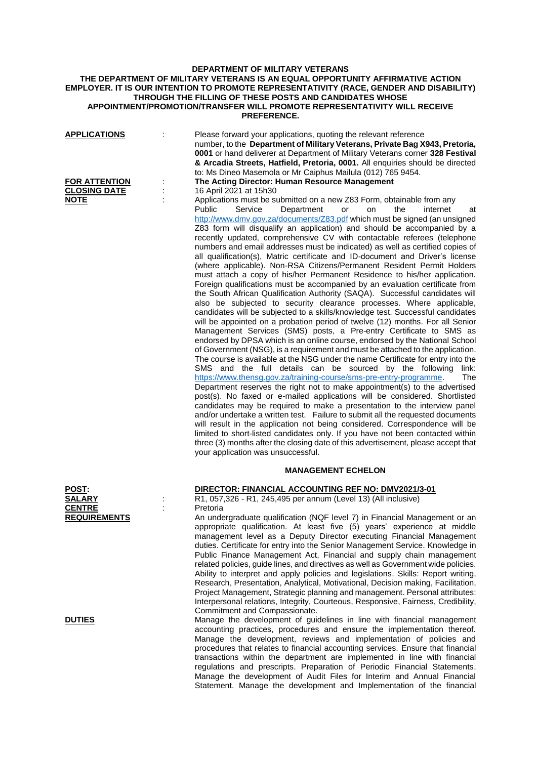**DEPARTMENT OF MILITARY VETERANS**
**THE DEPARTMENT OF MILITARY VETERANS IS AN EQUAL OPPORTUNITY AFFIRMATIVE ACTION EMPLOYER. IT IS OUR INTENTION TO PROMOTE REPRESENTATIVITY (RACE, GENDER AND DISABILITY) THROUGH THE FILLING OF THESE POSTS AND CANDIDATES WHOSE APPOINTMENT/PROMOTION/TRANSFER WILL PROMOTE REPRESENTATIVITY WILL RECEIVE PREFERENCE.**

**APPLICATIONS** : Please forward your applications, quoting the relevant reference number, to the **Department of Military Veterans, Private Bag X943, Pretoria, 0001** or hand deliverer at Department of Military Veterans corner **328 Festival & Arcadia Streets, Hatfield, Pretoria, 0001.** All enquiries should be directed to: Ms Dineo Masemola or Mr Caiphus Mailula (012) 765 9454.

**FOR ATTENTION** : **The Acting Director: Human Resource Management**

**CLOSING DATE** : 16 April 2021 at 15h30

**NOTE** : Applications must be submitted on a new Z83 Form, obtainable from any Public Service Department or on the internet at http://www.dmv.gov.za/documents/Z83.pdf which must be signed (an unsigned Z83 form will disqualify an application) and should be accompanied by a recently updated, comprehensive CV with contactable referees (telephone numbers and email addresses must be indicated) as well as certified copies of all qualification(s), Matric certificate and ID-document and Driver's license (where applicable). Non-RSA Citizens/Permanent Resident Permit Holders must attach a copy of his/her Permanent Residence to his/her application. Foreign qualifications must be accompanied by an evaluation certificate from the South African Qualification Authority (SAQA). Successful candidates will also be subjected to security clearance processes. Where applicable, candidates will be subjected to a skills/knowledge test. Successful candidates will be appointed on a probation period of twelve (12) months. For all Senior Management Services (SMS) posts, a Pre-entry Certificate to SMS as endorsed by DPSA which is an online course, endorsed by the National School of Government (NSG), is a requirement and must be attached to the application. The course is available at the NSG under the name Certificate for entry into the SMS and the full details can be sourced by the following link: https://www.thensg.gov.za/training-course/sms-pre-entry-programme. The Department reserves the right not to make appointment(s) to the advertised post(s). No faxed or e-mailed applications will be considered. Shortlisted candidates may be required to make a presentation to the interview panel and/or undertake a written test. Failure to submit all the requested documents will result in the application not being considered. Correspondence will be limited to short-listed candidates only. If you have not been contacted within three (3) months after the closing date of this advertisement, please accept that your application was unsuccessful.

## MANAGEMENT ECHELON

**POST:** **DIRECTOR: FINANCIAL ACCOUNTING REF NO: DMV2021/3-01**

**SALARY** : R1, 057,326 - R1, 245,495 per annum (Level 13) (All inclusive)

**CENTRE** : Pretoria

**REQUIREMENTS** : An undergraduate qualification (NQF level 7) in Financial Management or an appropriate qualification. At least five (5) years' experience at middle management level as a Deputy Director executing Financial Management duties. Certificate for entry into the Senior Management Service. Knowledge in Public Finance Management Act, Financial and supply chain management related policies, guide lines, and directives as well as Government wide policies. Ability to interpret and apply policies and legislations. Skills: Report writing, Research, Presentation, Analytical, Motivational, Decision making, Facilitation, Project Management, Strategic planning and management. Personal attributes: Interpersonal relations, Integrity, Courteous, Responsive, Fairness, Credibility, Commitment and Compassionate.

**DUTIES** : Manage the development of guidelines in line with financial management accounting practices, procedures and ensure the implementation thereof. Manage the development, reviews and implementation of policies and procedures that relates to financial accounting services. Ensure that financial transactions within the department are implemented in line with financial regulations and prescripts. Preparation of Periodic Financial Statements. Manage the development of Audit Files for Interim and Annual Financial Statement. Manage the development and Implementation of the financial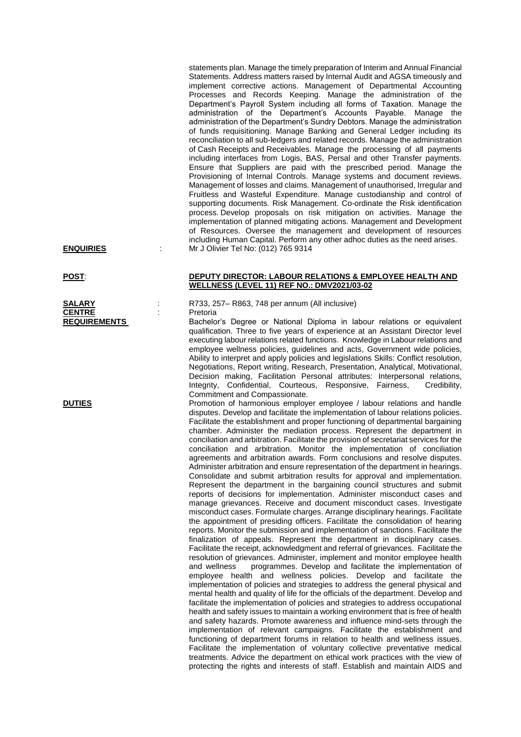statements plan. Manage the timely preparation of Interim and Annual Financial Statements. Address matters raised by Internal Audit and AGSA timeously and implement corrective actions. Management of Departmental Accounting Processes and Records Keeping. Manage the administration of the Department's Payroll System including all forms of Taxation. Manage the administration of the Department's Accounts Payable. Manage the administration of the Department's Sundry Debtors. Manage the administration of funds requisitioning. Manage Banking and General Ledger including its reconciliation to all sub-ledgers and related records. Manage the administration of Cash Receipts and Receivables. Manage the processing of all payments including interfaces from Logis, BAS, Persal and other Transfer payments. Ensure that Suppliers are paid with the prescribed period. Manage the Provisioning of Internal Controls. Manage systems and document reviews. Management of losses and claims. Management of unauthorised, Irregular and Fruitless and Wasteful Expenditure. Manage custodianship and control of supporting documents. Risk Management. Co-ordinate the Risk identification process. Develop proposals on risk mitigation on activities. Manage the implementation of planned mitigating actions. Management and Development of Resources. Oversee the management and development of resources including Human Capital. Perform any other adhoc duties as the need arises.

**ENQUIRIES** : Mr J Olivier Tel No: (012) 765 9314

**POST**: **DEPUTY DIRECTOR: LABOUR RELATIONS & EMPLOYEE HEALTH AND WELLNESS (LEVEL 11) REF NO.: DMV2021/03-02**

**SALARY** : R733, 257– R863, 748 per annum (All inclusive)

**CENTRE** : Pretoria

**REQUIREMENTS** : Bachelor's Degree or National Diploma in labour relations or equivalent qualification. Three to five years of experience at an Assistant Director level executing labour relations related functions. Knowledge in Labour relations and employee wellness policies, guidelines and acts, Government wide policies, Ability to interpret and apply policies and legislations Skills: Conflict resolution, Negotiations, Report writing, Research, Presentation, Analytical, Motivational, Decision making, Facilitation Personal attributes: Interpersonal relations, Integrity, Confidential, Courteous, Responsive, Fairness, Credibility, Commitment and Compassionate.

**DUTIES** : Promotion of harmonious employer employee / labour relations and handle disputes. Develop and facilitate the implementation of labour relations policies. Facilitate the establishment and proper functioning of departmental bargaining chamber. Administer the mediation process. Represent the department in conciliation and arbitration. Facilitate the provision of secretariat services for the conciliation and arbitration. Monitor the implementation of conciliation agreements and arbitration awards. Form conclusions and resolve disputes. Administer arbitration and ensure representation of the department in hearings. Consolidate and submit arbitration results for approval and implementation. Represent the department in the bargaining council structures and submit reports of decisions for implementation. Administer misconduct cases and manage grievances. Receive and document misconduct cases. Investigate misconduct cases. Formulate charges. Arrange disciplinary hearings. Facilitate the appointment of presiding officers. Facilitate the consolidation of hearing reports. Monitor the submission and implementation of sanctions. Facilitate the finalization of appeals. Represent the department in disciplinary cases. Facilitate the receipt, acknowledgment and referral of grievances. Facilitate the resolution of grievances. Administer, implement and monitor employee health and wellness programmes. Develop and facilitate the implementation of employee health and wellness policies. Develop and facilitate the implementation of policies and strategies to address the general physical and mental health and quality of life for the officials of the department. Develop and facilitate the implementation of policies and strategies to address occupational health and safety issues to maintain a working environment that is free of health and safety hazards. Promote awareness and influence mind-sets through the implementation of relevant campaigns. Facilitate the establishment and functioning of department forums in relation to health and wellness issues. Facilitate the implementation of voluntary collective preventative medical treatments. Advice the department on ethical work practices with the view of protecting the rights and interests of staff. Establish and maintain AIDS and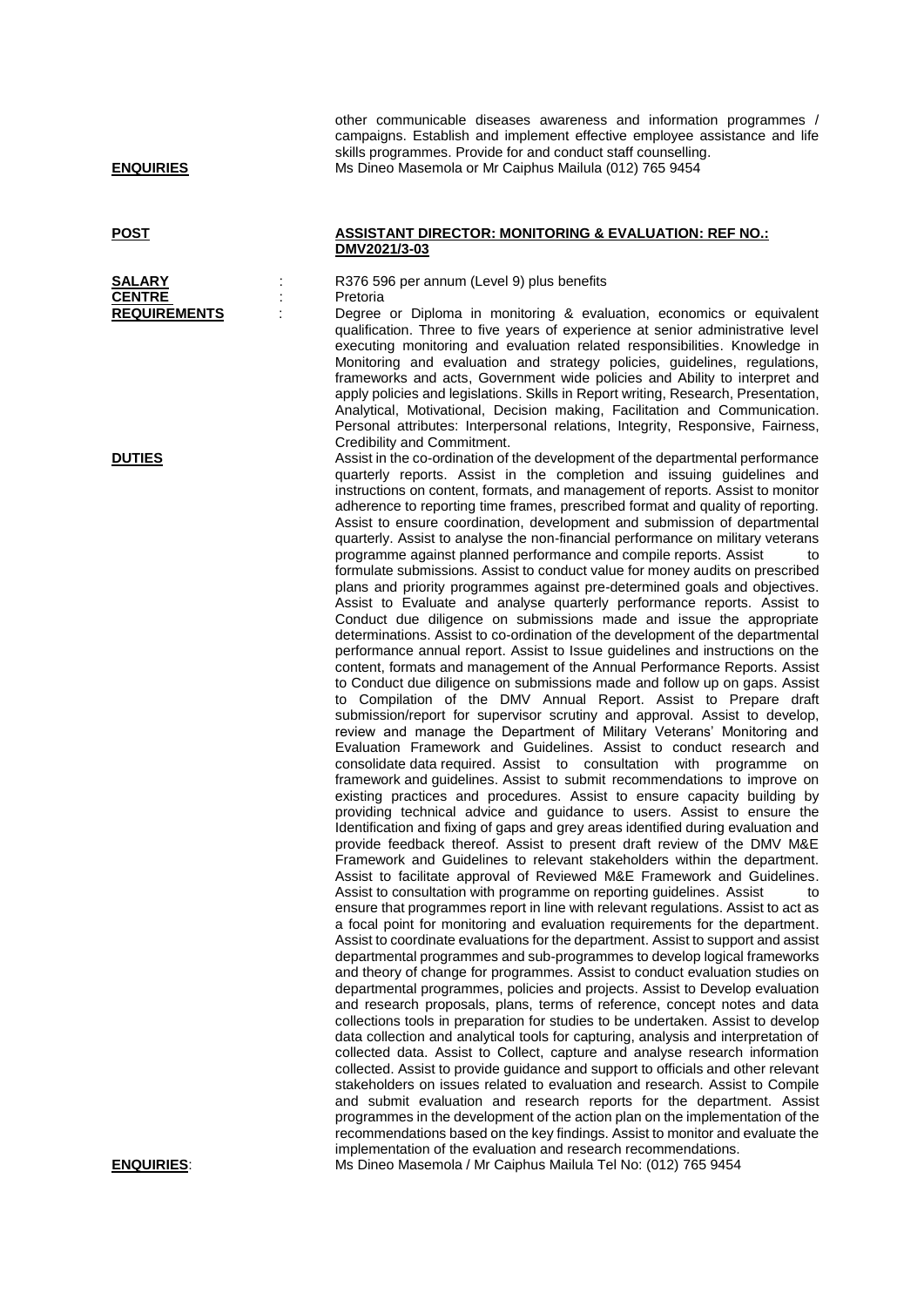other communicable diseases awareness and information programmes / campaigns. Establish and implement effective employee assistance and life skills programmes. Provide for and conduct staff counselling.

**ENQUIRIES**: Ms Dineo Masemola or Mr Caiphus Mailula (012) 765 9454

**POST**: **ASSISTANT DIRECTOR: MONITORING & EVALUATION: REF NO.: DMV2021/3-03**

**SALARY**: R376 596 per annum (Level 9) plus benefits

**CENTRE**: Pretoria

**REQUIREMENTS**: Degree or Diploma in monitoring & evaluation, economics or equivalent qualification. Three to five years of experience at senior administrative level executing monitoring and evaluation related responsibilities. Knowledge in Monitoring and evaluation and strategy policies, guidelines, regulations, frameworks and acts, Government wide policies and Ability to interpret and apply policies and legislations. Skills in Report writing, Research, Presentation, Analytical, Motivational, Decision making, Facilitation and Communication. Personal attributes: Interpersonal relations, Integrity, Responsive, Fairness, Credibility and Commitment.

**DUTIES**: Assist in the co-ordination of the development of the departmental performance quarterly reports. Assist in the completion and issuing guidelines and instructions on content, formats, and management of reports. Assist to monitor adherence to reporting time frames, prescribed format and quality of reporting. Assist to ensure coordination, development and submission of departmental quarterly. Assist to analyse the non-financial performance on military veterans programme against planned performance and compile reports. Assist to formulate submissions. Assist to conduct value for money audits on prescribed plans and priority programmes against pre-determined goals and objectives. Assist to Evaluate and analyse quarterly performance reports. Assist to Conduct due diligence on submissions made and issue the appropriate determinations. Assist to co-ordination of the development of the departmental performance annual report. Assist to Issue guidelines and instructions on the content, formats and management of the Annual Performance Reports. Assist to Conduct due diligence on submissions made and follow up on gaps. Assist to Compilation of the DMV Annual Report. Assist to Prepare draft submission/report for supervisor scrutiny and approval. Assist to develop, review and manage the Department of Military Veterans' Monitoring and Evaluation Framework and Guidelines. Assist to conduct research and consolidate data required. Assist to consultation with programme on framework and guidelines. Assist to submit recommendations to improve on existing practices and procedures. Assist to ensure capacity building by providing technical advice and guidance to users. Assist to ensure the Identification and fixing of gaps and grey areas identified during evaluation and provide feedback thereof. Assist to present draft review of the DMV M&E Framework and Guidelines to relevant stakeholders within the department. Assist to facilitate approval of Reviewed M&E Framework and Guidelines. Assist to consultation with programme on reporting guidelines. Assist to ensure that programmes report in line with relevant regulations. Assist to act as a focal point for monitoring and evaluation requirements for the department. Assist to coordinate evaluations for the department. Assist to support and assist departmental programmes and sub-programmes to develop logical frameworks and theory of change for programmes. Assist to conduct evaluation studies on departmental programmes, policies and projects. Assist to Develop evaluation and research proposals, plans, terms of reference, concept notes and data collections tools in preparation for studies to be undertaken. Assist to develop data collection and analytical tools for capturing, analysis and interpretation of collected data. Assist to Collect, capture and analyse research information collected. Assist to provide guidance and support to officials and other relevant stakeholders on issues related to evaluation and research. Assist to Compile and submit evaluation and research reports for the department. Assist programmes in the development of the action plan on the implementation of the recommendations based on the key findings. Assist to monitor and evaluate the implementation of the evaluation and research recommendations.

**ENQUIRIES**: Ms Dineo Masemola / Mr Caiphus Mailula Tel No: (012) 765 9454